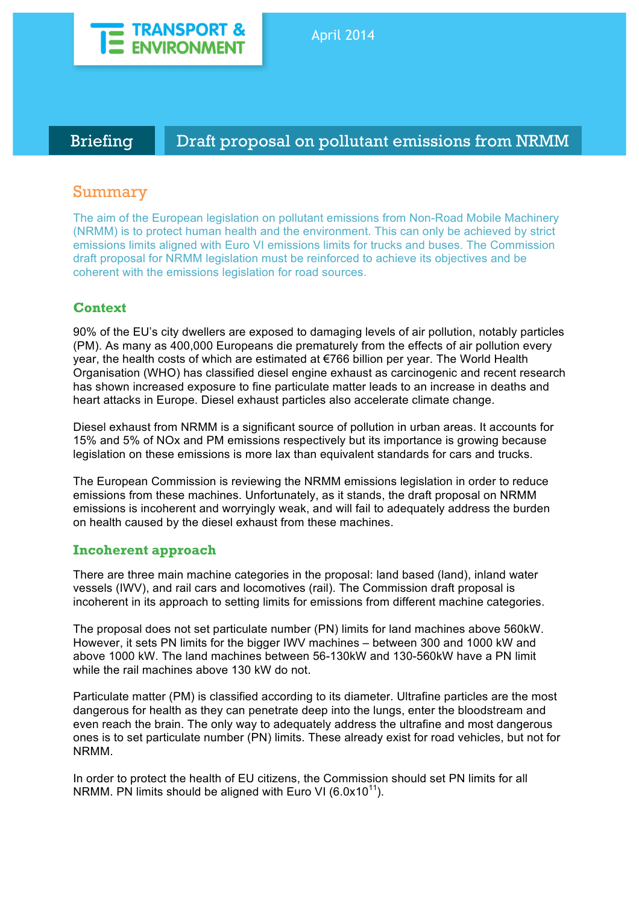TRANSPORT & ENVIRONMENT

April 2014

# Briefing — Draft proposal on pollutant emissions from NRMM

## Summary

The aim of the European legislation on pollutant emissions from Non-Road Mobile Machinery (NRMM) is to protect human health and the environment. This can only be achieved by strict emissions limits aligned with Euro VI emissions limits for trucks and buses. The Commission draft proposal for NRMM legislation must be reinforced to achieve its objectives and be coherent with the emissions legislation for road sources.

### Context

90% of the EU's city dwellers are exposed to damaging levels of air pollution, notably particles (PM). As many as 400,000 Europeans die prematurely from the effects of air pollution every year, the health costs of which are estimated at €766 billion per year. The World Health Organisation (WHO) has classified diesel engine exhaust as carcinogenic and recent research has shown increased exposure to fine particulate matter leads to an increase in deaths and heart attacks in Europe. Diesel exhaust particles also accelerate climate change.

Diesel exhaust from NRMM is a significant source of pollution in urban areas. It accounts for 15% and 5% of NOx and PM emissions respectively but its importance is growing because legislation on these emissions is more lax than equivalent standards for cars and trucks.

The European Commission is reviewing the NRMM emissions legislation in order to reduce emissions from these machines. Unfortunately, as it stands, the draft proposal on NRMM emissions is incoherent and worryingly weak, and will fail to adequately address the burden on health caused by the diesel exhaust from these machines.

### Incoherent approach

There are three main machine categories in the proposal: land based (land), inland water vessels (IWV), and rail cars and locomotives (rail). The Commission draft proposal is incoherent in its approach to setting limits for emissions from different machine categories.

The proposal does not set particulate number (PN) limits for land machines above 560kW. However, it sets PN limits for the bigger IWV machines – between 300 and 1000 kW and above 1000 kW. The land machines between 56-130kW and 130-560kW have a PN limit while the rail machines above 130 kW do not.

Particulate matter (PM) is classified according to its diameter. Ultrafine particles are the most dangerous for health as they can penetrate deep into the lungs, enter the bloodstream and even reach the brain. The only way to adequately address the ultrafine and most dangerous ones is to set particulate number (PN) limits. These already exist for road vehicles, but not for NRMM.

In order to protect the health of EU citizens, the Commission should set PN limits for all NRMM. PN limits should be aligned with Euro VI ($6.0 \times 10^{11}$).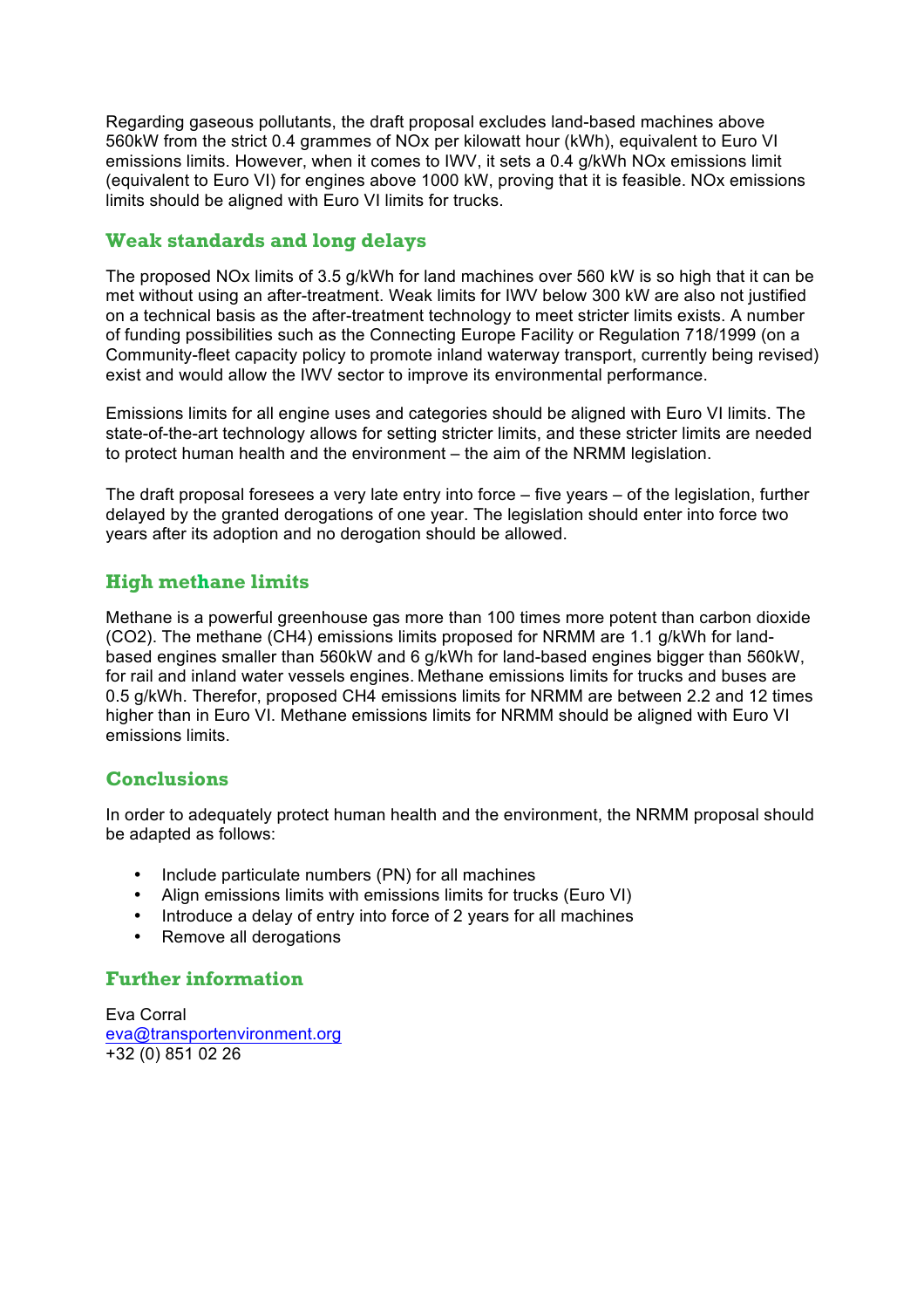Regarding gaseous pollutants, the draft proposal excludes land-based machines above 560kW from the strict 0.4 grammes of NOx per kilowatt hour (kWh), equivalent to Euro VI emissions limits. However, when it comes to IWV, it sets a 0.4 g/kWh NOx emissions limit (equivalent to Euro VI) for engines above 1000 kW, proving that it is feasible. NOx emissions limits should be aligned with Euro VI limits for trucks.

## Weak standards and long delays

The proposed NOx limits of 3.5 g/kWh for land machines over 560 kW is so high that it can be met without using an after-treatment. Weak limits for IWV below 300 kW are also not justified on a technical basis as the after-treatment technology to meet stricter limits exists. A number of funding possibilities such as the Connecting Europe Facility or Regulation 718/1999 (on a Community-fleet capacity policy to promote inland waterway transport, currently being revised) exist and would allow the IWV sector to improve its environmental performance.

Emissions limits for all engine uses and categories should be aligned with Euro VI limits. The state-of-the-art technology allows for setting stricter limits, and these stricter limits are needed to protect human health and the environment – the aim of the NRMM legislation.

The draft proposal foresees a very late entry into force – five years – of the legislation, further delayed by the granted derogations of one year. The legislation should enter into force two years after its adoption and no derogation should be allowed.

## High methane limits

Methane is a powerful greenhouse gas more than 100 times more potent than carbon dioxide ($CO_2$). The methane ($CH_4$) emissions limits proposed for NRMM are 1.1 g/kWh for land-based engines smaller than 560kW and 6 g/kWh for land-based engines bigger than 560kW, for rail and inland water vessels engines. Methane emissions limits for trucks and buses are 0.5 g/kWh. Therefor, proposed $CH_4$ emissions limits for NRMM are between 2.2 and 12 times higher than in Euro VI. Methane emissions limits for NRMM should be aligned with Euro VI emissions limits.

## Conclusions

In order to adequately protect human health and the environment, the NRMM proposal should be adapted as follows:

- Include particulate numbers (PN) for all machines
- Align emissions limits with emissions limits for trucks (Euro VI)
- Introduce a delay of entry into force of 2 years for all machines
- Remove all derogations

## Further information

Eva Corral
eva@transportenvironment.org
+32 (0) 851 02 26